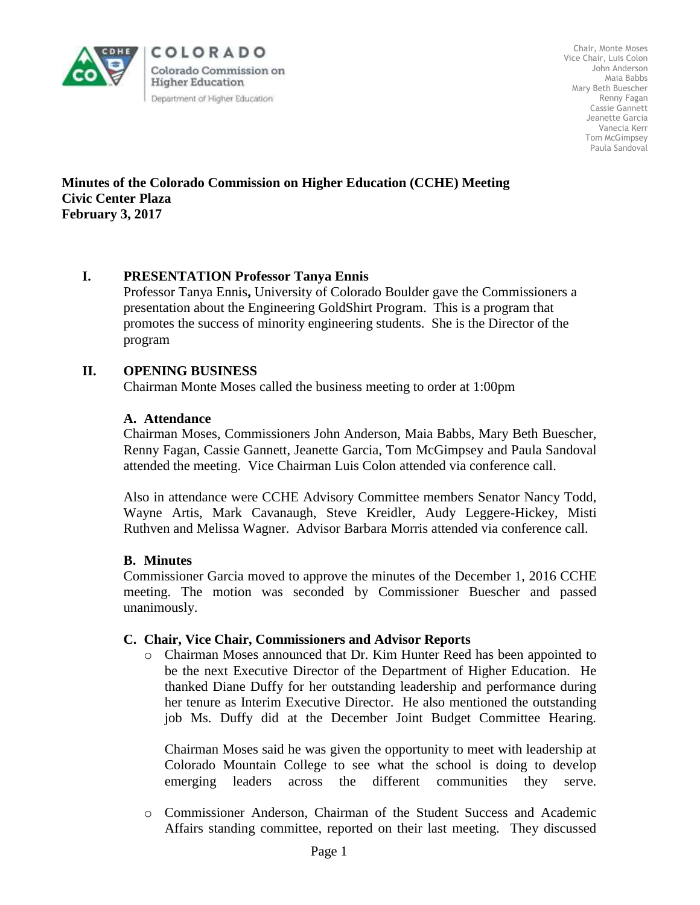COLORADO
Colorado Commission on Higher Education
Department of Higher Education

Chair, Monte Moses
Vice Chair, Luis Colon
John Anderson
Maia Babbs
Mary Beth Buescher
Renny Fagan
Cassie Gannett
Jeanette Garcia
Vanecia Kerr
Tom McGimpsey
Paula Sandoval

**Minutes of the Colorado Commission on Higher Education (CCHE) Meeting**
**Civic Center Plaza**
**February 3, 2017**

## I. PRESENTATION Professor Tanya Ennis

Professor Tanya Ennis**,** University of Colorado Boulder gave the Commissioners a presentation about the Engineering GoldShirt Program. This is a program that promotes the success of minority engineering students. She is the Director of the program

## II. OPENING BUSINESS

Chairman Monte Moses called the business meeting to order at 1:00pm

### A. Attendance

Chairman Moses, Commissioners John Anderson, Maia Babbs, Mary Beth Buescher, Renny Fagan, Cassie Gannett, Jeanette Garcia, Tom McGimpsey and Paula Sandoval attended the meeting. Vice Chairman Luis Colon attended via conference call.

Also in attendance were CCHE Advisory Committee members Senator Nancy Todd, Wayne Artis, Mark Cavanaugh, Steve Kreidler, Audy Leggere-Hickey, Misti Ruthven and Melissa Wagner. Advisor Barbara Morris attended via conference call.

### B. Minutes

Commissioner Garcia moved to approve the minutes of the December 1, 2016 CCHE meeting. The motion was seconded by Commissioner Buescher and passed unanimously.

### C. Chair, Vice Chair, Commissioners and Advisor Reports

- Chairman Moses announced that Dr. Kim Hunter Reed has been appointed to be the next Executive Director of the Department of Higher Education. He thanked Diane Duffy for her outstanding leadership and performance during her tenure as Interim Executive Director. He also mentioned the outstanding job Ms. Duffy did at the December Joint Budget Committee Hearing.

  Chairman Moses said he was given the opportunity to meet with leadership at Colorado Mountain College to see what the school is doing to develop emerging leaders across the different communities they serve.

- Commissioner Anderson, Chairman of the Student Success and Academic Affairs standing committee, reported on their last meeting. They discussed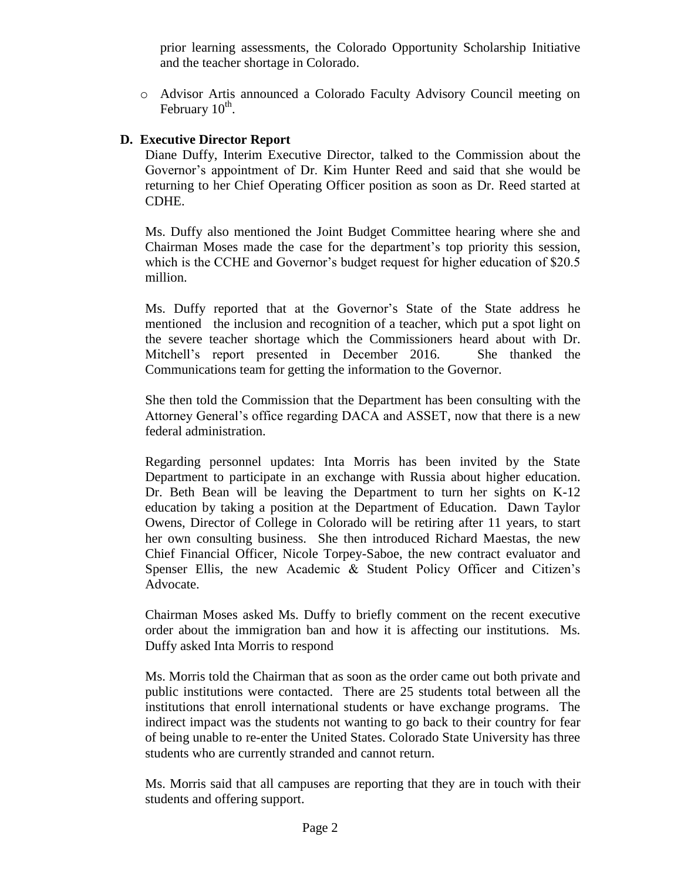prior learning assessments, the Colorado Opportunity Scholarship Initiative and the teacher shortage in Colorado.

- Advisor Artis announced a Colorado Faculty Advisory Council meeting on February 10th.

### D. Executive Director Report

Diane Duffy, Interim Executive Director, talked to the Commission about the Governor's appointment of Dr. Kim Hunter Reed and said that she would be returning to her Chief Operating Officer position as soon as Dr. Reed started at CDHE.

Ms. Duffy also mentioned the Joint Budget Committee hearing where she and Chairman Moses made the case for the department's top priority this session, which is the CCHE and Governor's budget request for higher education of $20.5 million.

Ms. Duffy reported that at the Governor's State of the State address he mentioned the inclusion and recognition of a teacher, which put a spot light on the severe teacher shortage which the Commissioners heard about with Dr. Mitchell's report presented in December 2016. She thanked the Communications team for getting the information to the Governor.

She then told the Commission that the Department has been consulting with the Attorney General's office regarding DACA and ASSET, now that there is a new federal administration.

Regarding personnel updates: Inta Morris has been invited by the State Department to participate in an exchange with Russia about higher education. Dr. Beth Bean will be leaving the Department to turn her sights on K-12 education by taking a position at the Department of Education. Dawn Taylor Owens, Director of College in Colorado will be retiring after 11 years, to start her own consulting business. She then introduced Richard Maestas, the new Chief Financial Officer, Nicole Torpey-Saboe, the new contract evaluator and Spenser Ellis, the new Academic & Student Policy Officer and Citizen's Advocate.

Chairman Moses asked Ms. Duffy to briefly comment on the recent executive order about the immigration ban and how it is affecting our institutions. Ms. Duffy asked Inta Morris to respond

Ms. Morris told the Chairman that as soon as the order came out both private and public institutions were contacted. There are 25 students total between all the institutions that enroll international students or have exchange programs. The indirect impact was the students not wanting to go back to their country for fear of being unable to re-enter the United States. Colorado State University has three students who are currently stranded and cannot return.

Ms. Morris said that all campuses are reporting that they are in touch with their students and offering support.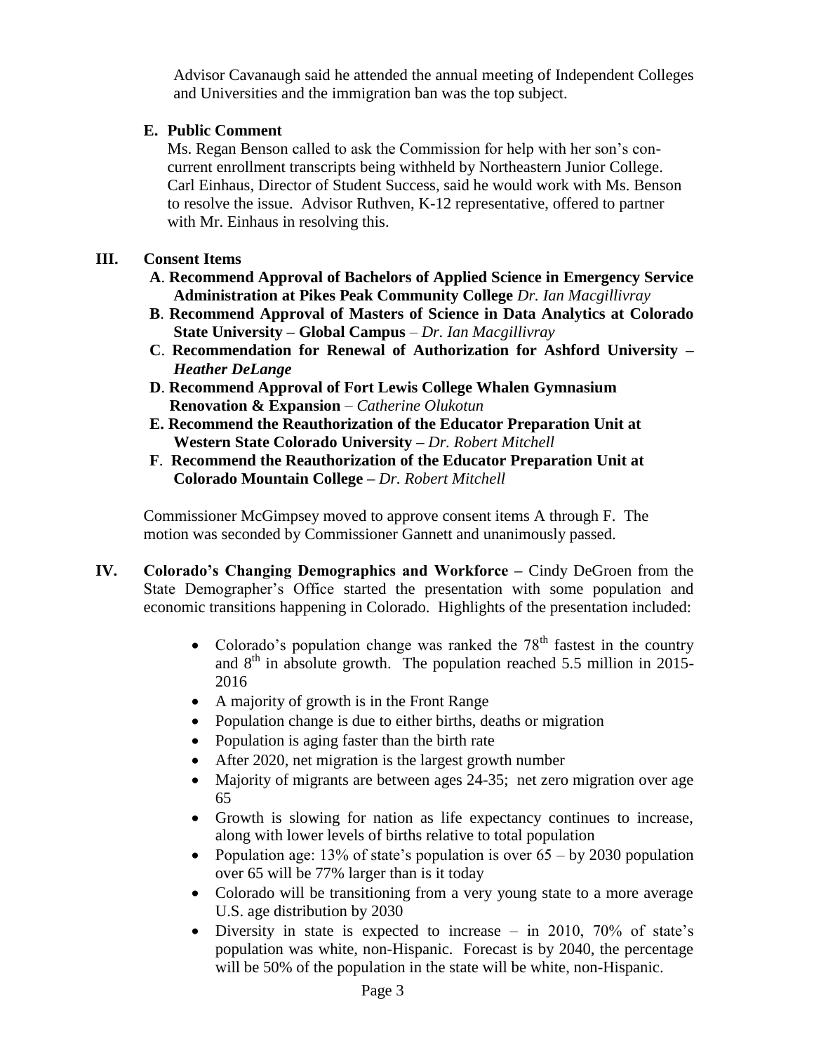Advisor Cavanaugh said he attended the annual meeting of Independent Colleges and Universities and the immigration ban was the top subject.

**E. Public Comment**

Ms. Regan Benson called to ask the Commission for help with her son's concurrent enrollment transcripts being withheld by Northeastern Junior College. Carl Einhaus, Director of Student Success, said he would work with Ms. Benson to resolve the issue. Advisor Ruthven, K-12 representative, offered to partner with Mr. Einhaus in resolving this.

**III. Consent Items**

**A**. **Recommend Approval of Bachelors of Applied Science in Emergency Service Administration at Pikes Peak Community College** *Dr. Ian Macgillivray*

**B**. **Recommend Approval of Masters of Science in Data Analytics at Colorado State University – Global Campus** – *Dr. Ian Macgillivray*

**C**. **Recommendation for Renewal of Authorization for Ashford University –** ***Heather DeLange***

**D**. **Recommend Approval of Fort Lewis College Whalen Gymnasium Renovation & Expansion** – *Catherine Olukotun*

**E. Recommend the Reauthorization of the Educator Preparation Unit at Western State Colorado University –** *Dr. Robert Mitchell*

**F**. **Recommend the Reauthorization of the Educator Preparation Unit at Colorado Mountain College –** *Dr. Robert Mitchell*

Commissioner McGimpsey moved to approve consent items A through F. The motion was seconded by Commissioner Gannett and unanimously passed.

**IV. Colorado's Changing Demographics and Workforce –** Cindy DeGroen from the State Demographer's Office started the presentation with some population and economic transitions happening in Colorado. Highlights of the presentation included:

- Colorado's population change was ranked the 78th fastest in the country and 8th in absolute growth. The population reached 5.5 million in 2015-2016
- A majority of growth is in the Front Range
- Population change is due to either births, deaths or migration
- Population is aging faster than the birth rate
- After 2020, net migration is the largest growth number
- Majority of migrants are between ages 24-35; net zero migration over age 65
- Growth is slowing for nation as life expectancy continues to increase, along with lower levels of births relative to total population
- Population age: 13% of state's population is over 65 – by 2030 population over 65 will be 77% larger than is it today
- Colorado will be transitioning from a very young state to a more average U.S. age distribution by 2030
- Diversity in state is expected to increase – in 2010, 70% of state's population was white, non-Hispanic. Forecast is by 2040, the percentage will be 50% of the population in the state will be white, non-Hispanic.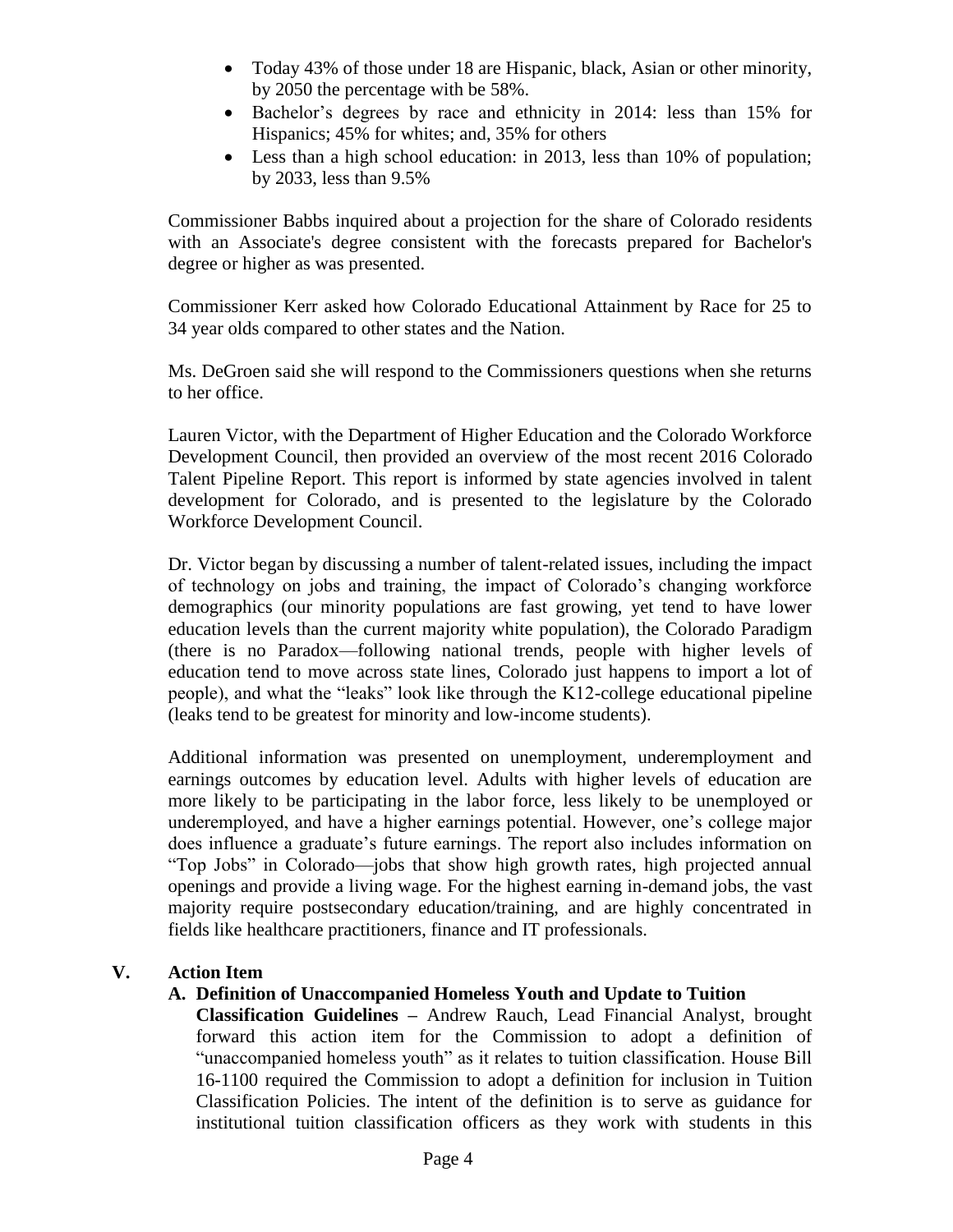- Today 43% of those under 18 are Hispanic, black, Asian or other minority, by 2050 the percentage with be 58%.
- Bachelor's degrees by race and ethnicity in 2014: less than 15% for Hispanics; 45% for whites; and, 35% for others
- Less than a high school education: in 2013, less than 10% of population; by 2033, less than 9.5%

Commissioner Babbs inquired about a projection for the share of Colorado residents with an Associate's degree consistent with the forecasts prepared for Bachelor's degree or higher as was presented.

Commissioner Kerr asked how Colorado Educational Attainment by Race for 25 to 34 year olds compared to other states and the Nation.

Ms. DeGroen said she will respond to the Commissioners questions when she returns to her office.

Lauren Victor, with the Department of Higher Education and the Colorado Workforce Development Council, then provided an overview of the most recent 2016 Colorado Talent Pipeline Report. This report is informed by state agencies involved in talent development for Colorado, and is presented to the legislature by the Colorado Workforce Development Council.

Dr. Victor began by discussing a number of talent-related issues, including the impact of technology on jobs and training, the impact of Colorado's changing workforce demographics (our minority populations are fast growing, yet tend to have lower education levels than the current majority white population), the Colorado Paradigm (there is no Paradox—following national trends, people with higher levels of education tend to move across state lines, Colorado just happens to import a lot of people), and what the "leaks" look like through the K12-college educational pipeline (leaks tend to be greatest for minority and low-income students).

Additional information was presented on unemployment, underemployment and earnings outcomes by education level. Adults with higher levels of education are more likely to be participating in the labor force, less likely to be unemployed or underemployed, and have a higher earnings potential. However, one's college major does influence a graduate's future earnings. The report also includes information on "Top Jobs" in Colorado—jobs that show high growth rates, high projected annual openings and provide a living wage. For the highest earning in-demand jobs, the vast majority require postsecondary education/training, and are highly concentrated in fields like healthcare practitioners, finance and IT professionals.

## V. Action Item

**A. Definition of Unaccompanied Homeless Youth and Update to Tuition Classification Guidelines –** Andrew Rauch, Lead Financial Analyst, brought forward this action item for the Commission to adopt a definition of "unaccompanied homeless youth" as it relates to tuition classification. House Bill 16-1100 required the Commission to adopt a definition for inclusion in Tuition Classification Policies. The intent of the definition is to serve as guidance for institutional tuition classification officers as they work with students in this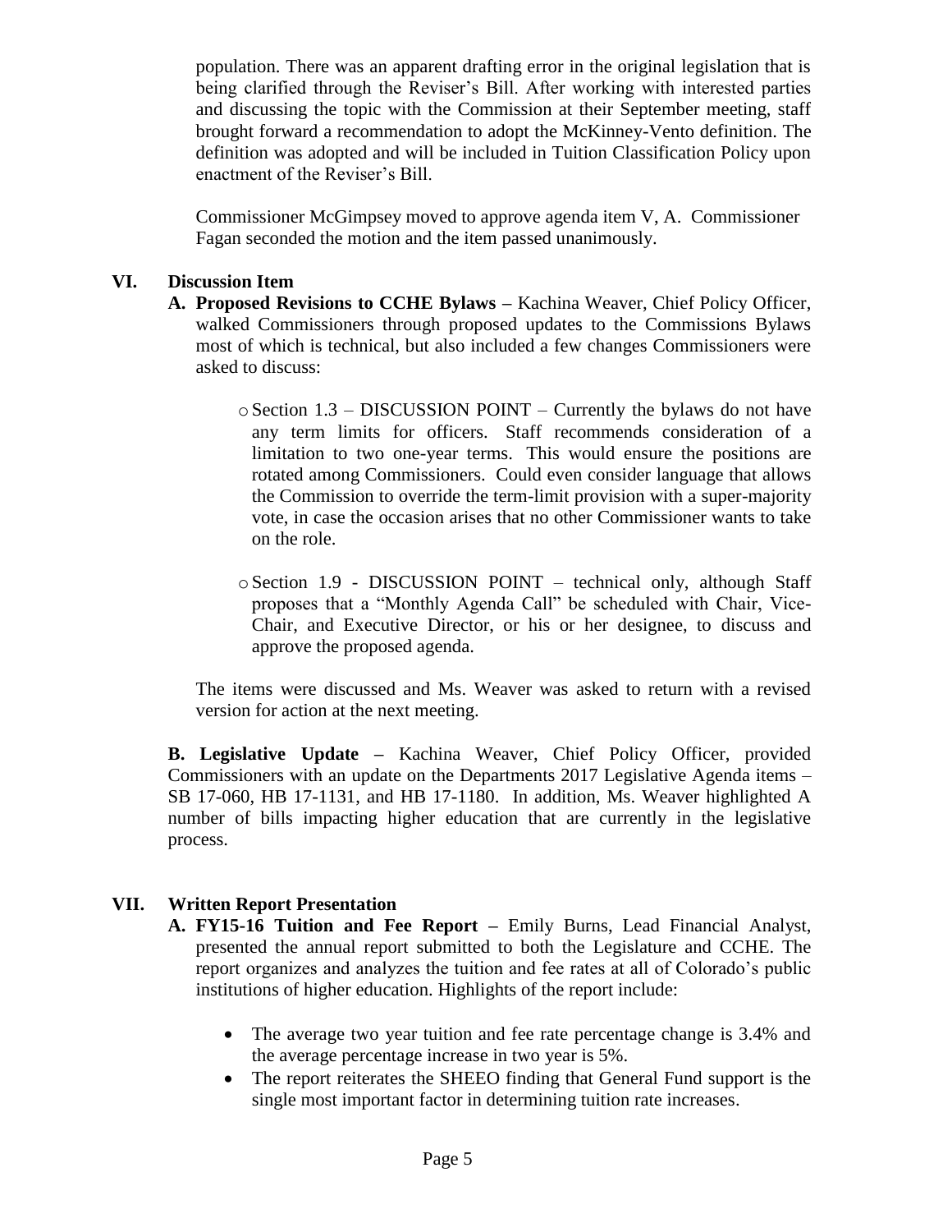population. There was an apparent drafting error in the original legislation that is being clarified through the Reviser's Bill. After working with interested parties and discussing the topic with the Commission at their September meeting, staff brought forward a recommendation to adopt the McKinney-Vento definition. The definition was adopted and will be included in Tuition Classification Policy upon enactment of the Reviser's Bill.

Commissioner McGimpsey moved to approve agenda item V, A. Commissioner Fagan seconded the motion and the item passed unanimously.

## VI. Discussion Item

**A. Proposed Revisions to CCHE Bylaws –** Kachina Weaver, Chief Policy Officer, walked Commissioners through proposed updates to the Commissions Bylaws most of which is technical, but also included a few changes Commissioners were asked to discuss:

- Section 1.3 – DISCUSSION POINT – Currently the bylaws do not have any term limits for officers. Staff recommends consideration of a limitation to two one-year terms. This would ensure the positions are rotated among Commissioners. Could even consider language that allows the Commission to override the term-limit provision with a super-majority vote, in case the occasion arises that no other Commissioner wants to take on the role.

- Section 1.9 - DISCUSSION POINT – technical only, although Staff proposes that a "Monthly Agenda Call" be scheduled with Chair, Vice-Chair, and Executive Director, or his or her designee, to discuss and approve the proposed agenda.

The items were discussed and Ms. Weaver was asked to return with a revised version for action at the next meeting.

**B. Legislative Update –** Kachina Weaver, Chief Policy Officer, provided Commissioners with an update on the Departments 2017 Legislative Agenda items – SB 17-060, HB 17-1131, and HB 17-1180. In addition, Ms. Weaver highlighted A number of bills impacting higher education that are currently in the legislative process.

## VII. Written Report Presentation

**A. FY15-16 Tuition and Fee Report –** Emily Burns, Lead Financial Analyst, presented the annual report submitted to both the Legislature and CCHE. The report organizes and analyzes the tuition and fee rates at all of Colorado's public institutions of higher education. Highlights of the report include:

- The average two year tuition and fee rate percentage change is 3.4% and the average percentage increase in two year is 5%.
- The report reiterates the SHEEO finding that General Fund support is the single most important factor in determining tuition rate increases.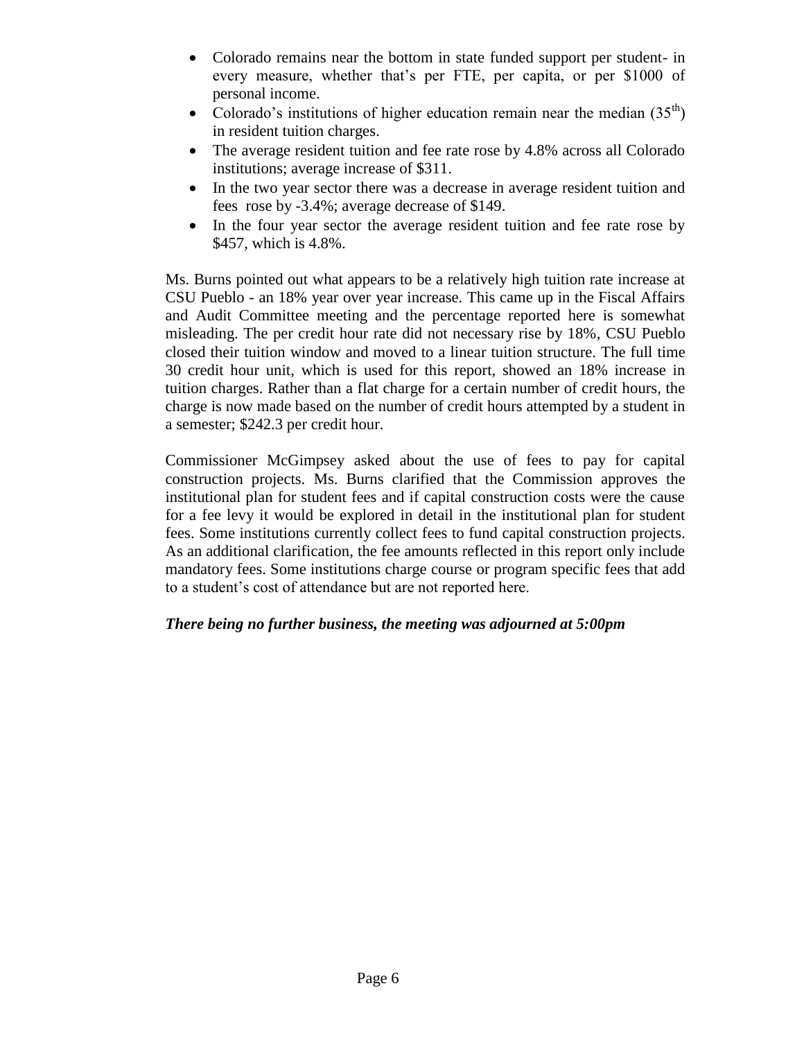- Colorado remains near the bottom in state funded support per student- in every measure, whether that's per FTE, per capita, or per $1000 of personal income.
- Colorado's institutions of higher education remain near the median (35th) in resident tuition charges.
- The average resident tuition and fee rate rose by 4.8% across all Colorado institutions; average increase of $311.
- In the two year sector there was a decrease in average resident tuition and fees rose by -3.4%; average decrease of $149.
- In the four year sector the average resident tuition and fee rate rose by $457, which is 4.8%.

Ms. Burns pointed out what appears to be a relatively high tuition rate increase at CSU Pueblo - an 18% year over year increase. This came up in the Fiscal Affairs and Audit Committee meeting and the percentage reported here is somewhat misleading. The per credit hour rate did not necessary rise by 18%, CSU Pueblo closed their tuition window and moved to a linear tuition structure. The full time 30 credit hour unit, which is used for this report, showed an 18% increase in tuition charges. Rather than a flat charge for a certain number of credit hours, the charge is now made based on the number of credit hours attempted by a student in a semester; $242.3 per credit hour.

Commissioner McGimpsey asked about the use of fees to pay for capital construction projects. Ms. Burns clarified that the Commission approves the institutional plan for student fees and if capital construction costs were the cause for a fee levy it would be explored in detail in the institutional plan for student fees. Some institutions currently collect fees to fund capital construction projects. As an additional clarification, the fee amounts reflected in this report only include mandatory fees. Some institutions charge course or program specific fees that add to a student's cost of attendance but are not reported here.

***There being no further business, the meeting was adjourned at 5:00pm***